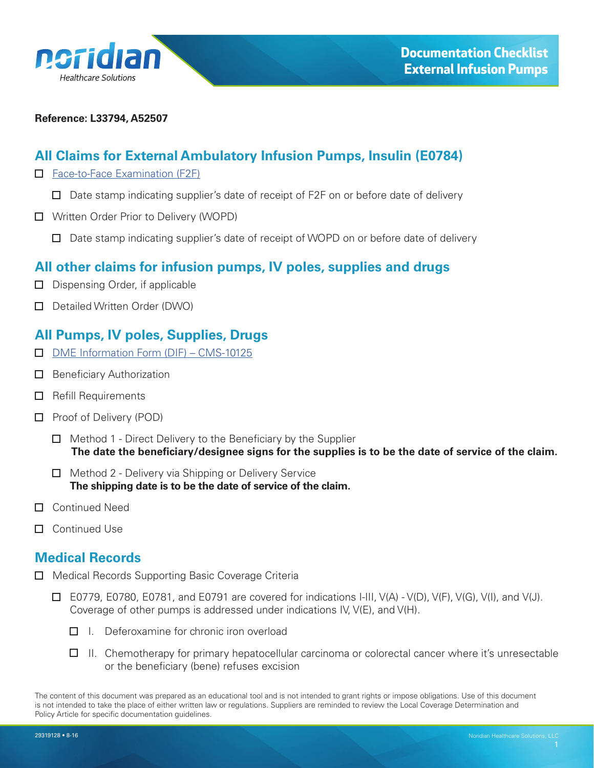# Documentation Checklist External Infusion Pumps

**Reference: L33794, A52507**

## All Claims for External Ambulatory Infusion Pumps, Insulin (E0784)

- ☐ Face-to-Face Examination (F2F)
  - ☐ Date stamp indicating supplier's date of receipt of F2F on or before date of delivery
- ☐ Written Order Prior to Delivery (WOPD)
  - ☐ Date stamp indicating supplier's date of receipt of WOPD on or before date of delivery

## All other claims for infusion pumps, IV poles, supplies and drugs

- ☐ Dispensing Order, if applicable
- ☐ Detailed Written Order (DWO)

## All Pumps, IV poles, Supplies, Drugs

- ☐ DME Information Form (DIF) – CMS-10125
- ☐ Beneficiary Authorization
- ☐ Refill Requirements
- ☐ Proof of Delivery (POD)
  - ☐ Method 1 - Direct Delivery to the Beneficiary by the Supplier
    **The date the beneficiary/designee signs for the supplies is to be the date of service of the claim.**
  - ☐ Method 2 - Delivery via Shipping or Delivery Service
    **The shipping date is to be the date of service of the claim.**
- ☐ Continued Need
- ☐ Continued Use

## Medical Records

- ☐ Medical Records Supporting Basic Coverage Criteria
  - ☐ E0779, E0780, E0781, and E0791 are covered for indications I-III, V(A) - V(D), V(F), V(G), V(I), and V(J). Coverage of other pumps is addressed under indications IV, V(E), and V(H).
    - ☐ I. Deferoxamine for chronic iron overload
    - ☐ II. Chemotherapy for primary hepatocellular carcinoma or colorectal cancer where it's unresectable or the beneficiary (bene) refuses excision

The content of this document was prepared as an educational tool and is not intended to grant rights or impose obligations. Use of this document is not intended to take the place of either written law or regulations. Suppliers are reminded to review the Local Coverage Determination and Policy Article for specific documentation guidelines.

29319128 • 8-16

Noridian Healthcare Solutions, LLC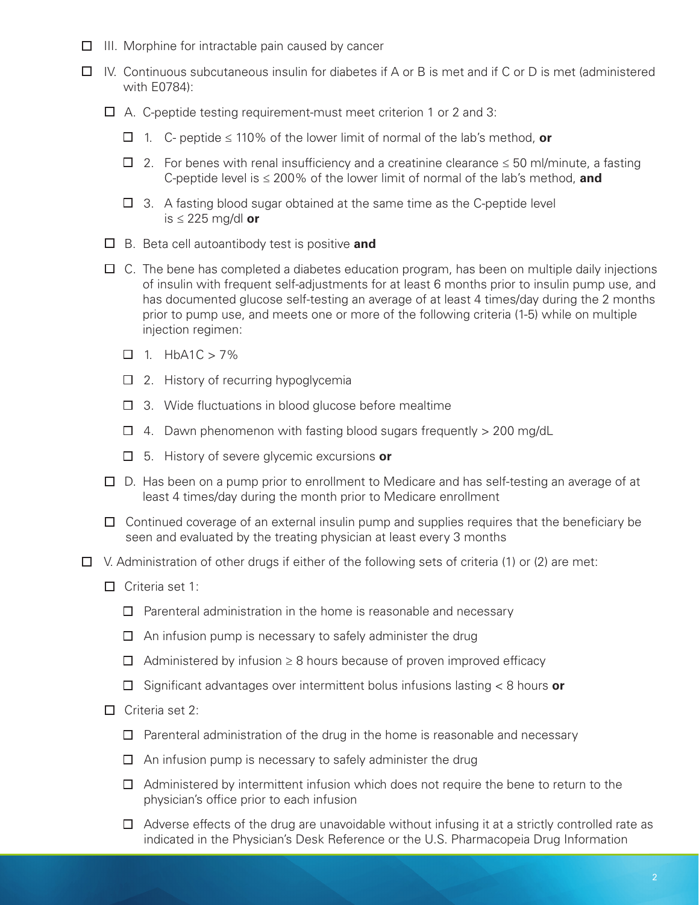- ☐ III. Morphine for intractable pain caused by cancer
- ☐ IV. Continuous subcutaneous insulin for diabetes if A or B is met and if C or D is met (administered with E0784):
  - ☐ A. C-peptide testing requirement-must meet criterion 1 or 2 and 3:
    - ☐ 1. C- peptide ≤ 110% of the lower limit of normal of the lab's method, **or**
    - ☐ 2. For benes with renal insufficiency and a creatinine clearance ≤ 50 ml/minute, a fasting C-peptide level is ≤ 200% of the lower limit of normal of the lab's method, **and**
    - ☐ 3. A fasting blood sugar obtained at the same time as the C-peptide level is ≤ 225 mg/dl **or**
  - ☐ B. Beta cell autoantibody test is positive **and**
  - ☐ C. The bene has completed a diabetes education program, has been on multiple daily injections of insulin with frequent self-adjustments for at least 6 months prior to insulin pump use, and has documented glucose self-testing an average of at least 4 times/day during the 2 months prior to pump use, and meets one or more of the following criteria (1-5) while on multiple injection regimen:
    - ☐ 1. HbA1C > 7%
    - ☐ 2. History of recurring hypoglycemia
    - ☐ 3. Wide fluctuations in blood glucose before mealtime
    - ☐ 4. Dawn phenomenon with fasting blood sugars frequently > 200 mg/dL
    - ☐ 5. History of severe glycemic excursions **or**
  - ☐ D. Has been on a pump prior to enrollment to Medicare and has self-testing an average of at least 4 times/day during the month prior to Medicare enrollment
  - ☐ Continued coverage of an external insulin pump and supplies requires that the beneficiary be seen and evaluated by the treating physician at least every 3 months
- ☐ V. Administration of other drugs if either of the following sets of criteria (1) or (2) are met:
  - ☐ Criteria set 1:
    - ☐ Parenteral administration in the home is reasonable and necessary
    - ☐ An infusion pump is necessary to safely administer the drug
    - ☐ Administered by infusion ≥ 8 hours because of proven improved efficacy
    - ☐ Significant advantages over intermittent bolus infusions lasting < 8 hours **or**
  - ☐ Criteria set 2:
    - ☐ Parenteral administration of the drug in the home is reasonable and necessary
    - ☐ An infusion pump is necessary to safely administer the drug
    - ☐ Administered by intermittent infusion which does not require the bene to return to the physician's office prior to each infusion
    - ☐ Adverse effects of the drug are unavoidable without infusing it at a strictly controlled rate as indicated in the Physician's Desk Reference or the U.S. Pharmacopeia Drug Information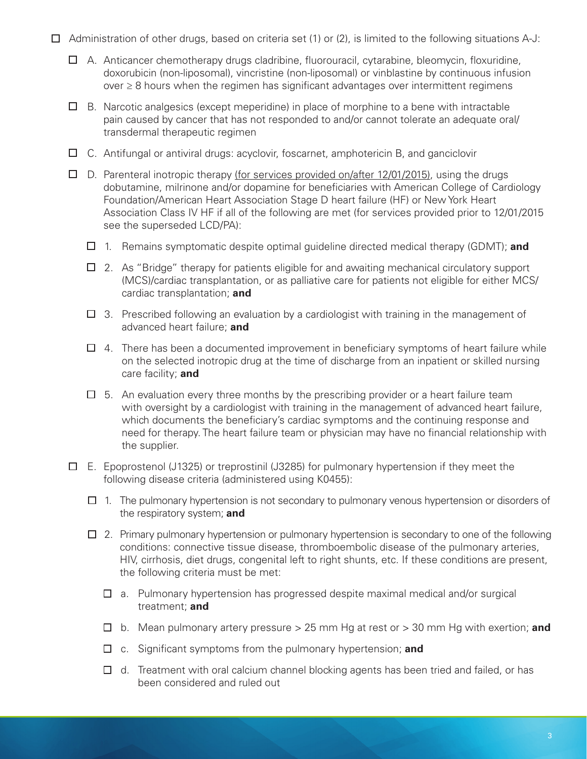- [ ] Administration of other drugs, based on criteria set (1) or (2), is limited to the following situations A-J:
  - [ ] A. Anticancer chemotherapy drugs cladribine, fluorouracil, cytarabine, bleomycin, floxuridine, doxorubicin (non-liposomal), vincristine (non-liposomal) or vinblastine by continuous infusion over ≥ 8 hours when the regimen has significant advantages over intermittent regimens
  - [ ] B. Narcotic analgesics (except meperidine) in place of morphine to a bene with intractable pain caused by cancer that has not responded to and/or cannot tolerate an adequate oral/transdermal therapeutic regimen
  - [ ] C. Antifungal or antiviral drugs: acyclovir, foscarnet, amphotericin B, and ganciclovir
  - [ ] D. Parenteral inotropic therapy (for services provided on/after 12/01/2015), using the drugs dobutamine, milrinone and/or dopamine for beneficiaries with American College of Cardiology Foundation/American Heart Association Stage D heart failure (HF) or New York Heart Association Class IV HF if all of the following are met (for services provided prior to 12/01/2015 see the superseded LCD/PA):
    - [ ] 1. Remains symptomatic despite optimal guideline directed medical therapy (GDMT); **and**
    - [ ] 2. As "Bridge" therapy for patients eligible for and awaiting mechanical circulatory support (MCS)/cardiac transplantation, or as palliative care for patients not eligible for either MCS/cardiac transplantation; **and**
    - [ ] 3. Prescribed following an evaluation by a cardiologist with training in the management of advanced heart failure; **and**
    - [ ] 4. There has been a documented improvement in beneficiary symptoms of heart failure while on the selected inotropic drug at the time of discharge from an inpatient or skilled nursing care facility; **and**
    - [ ] 5. An evaluation every three months by the prescribing provider or a heart failure team with oversight by a cardiologist with training in the management of advanced heart failure, which documents the beneficiary's cardiac symptoms and the continuing response and need for therapy. The heart failure team or physician may have no financial relationship with the supplier.
  - [ ] E. Epoprostenol (J1325) or treprostinil (J3285) for pulmonary hypertension if they meet the following disease criteria (administered using K0455):
    - [ ] 1. The pulmonary hypertension is not secondary to pulmonary venous hypertension or disorders of the respiratory system; **and**
    - [ ] 2. Primary pulmonary hypertension or pulmonary hypertension is secondary to one of the following conditions: connective tissue disease, thromboembolic disease of the pulmonary arteries, HIV, cirrhosis, diet drugs, congenital left to right shunts, etc. If these conditions are present, the following criteria must be met:
      - [ ] a. Pulmonary hypertension has progressed despite maximal medical and/or surgical treatment; **and**
      - [ ] b. Mean pulmonary artery pressure > 25 mm Hg at rest or > 30 mm Hg with exertion; **and**
      - [ ] c. Significant symptoms from the pulmonary hypertension; **and**
      - [ ] d. Treatment with oral calcium channel blocking agents has been tried and failed, or has been considered and ruled out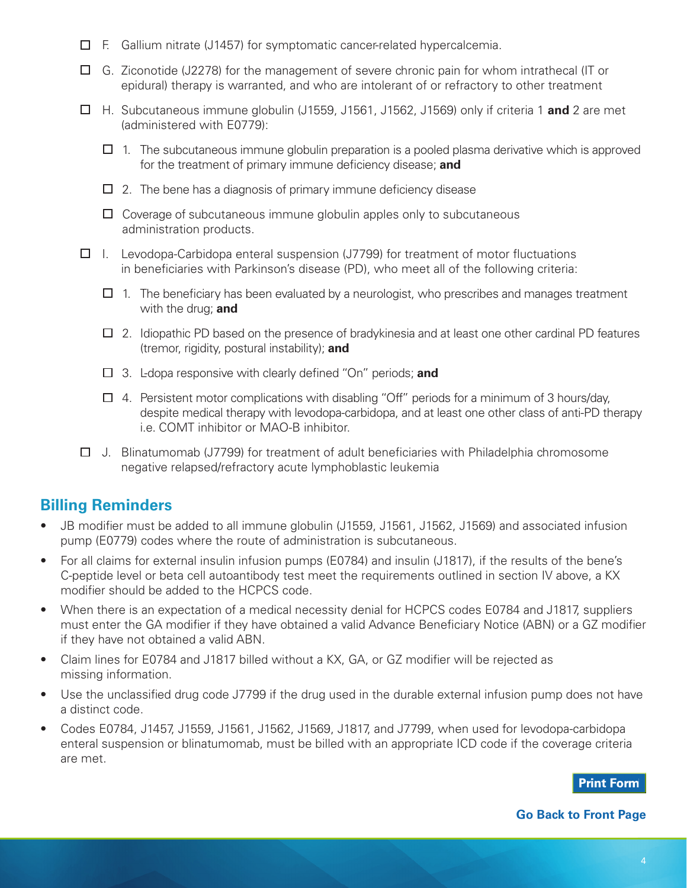- ☐ F. Gallium nitrate (J1457) for symptomatic cancer-related hypercalcemia.

- ☐ G. Ziconotide (J2278) for the management of severe chronic pain for whom intrathecal (IT or epidural) therapy is warranted, and who are intolerant of or refractory to other treatment

- ☐ H. Subcutaneous immune globulin (J1559, J1561, J1562, J1569) only if criteria 1 **and** 2 are met (administered with E0779):

  - ☐ 1. The subcutaneous immune globulin preparation is a pooled plasma derivative which is approved for the treatment of primary immune deficiency disease; **and**

  - ☐ 2. The bene has a diagnosis of primary immune deficiency disease

  - ☐ Coverage of subcutaneous immune globulin apples only to subcutaneous administration products.

- ☐ I. Levodopa-Carbidopa enteral suspension (J7799) for treatment of motor fluctuations in beneficiaries with Parkinson's disease (PD), who meet all of the following criteria:

  - ☐ 1. The beneficiary has been evaluated by a neurologist, who prescribes and manages treatment with the drug; **and**

  - ☐ 2. Idiopathic PD based on the presence of bradykinesia and at least one other cardinal PD features (tremor, rigidity, postural instability); **and**

  - ☐ 3. L-dopa responsive with clearly defined "On" periods; **and**

  - ☐ 4. Persistent motor complications with disabling "Off" periods for a minimum of 3 hours/day, despite medical therapy with levodopa-carbidopa, and at least one other class of anti-PD therapy i.e. COMT inhibitor or MAO-B inhibitor.

- ☐ J. Blinatumomab (J7799) for treatment of adult beneficiaries with Philadelphia chromosome negative relapsed/refractory acute lymphoblastic leukemia

## Billing Reminders

- JB modifier must be added to all immune globulin (J1559, J1561, J1562, J1569) and associated infusion pump (E0779) codes where the route of administration is subcutaneous.
- For all claims for external insulin infusion pumps (E0784) and insulin (J1817), if the results of the bene's C-peptide level or beta cell autoantibody test meet the requirements outlined in section IV above, a KX modifier should be added to the HCPCS code.
- When there is an expectation of a medical necessity denial for HCPCS codes E0784 and J1817, suppliers must enter the GA modifier if they have obtained a valid Advance Beneficiary Notice (ABN) or a GZ modifier if they have not obtained a valid ABN.
- Claim lines for E0784 and J1817 billed without a KX, GA, or GZ modifier will be rejected as missing information.
- Use the unclassified drug code J7799 if the drug used in the durable external infusion pump does not have a distinct code.
- Codes E0784, J1457, J1559, J1561, J1562, J1569, J1817, and J7799, when used for levodopa-carbidopa enteral suspension or blinatumomab, must be billed with an appropriate ICD code if the coverage criteria are met.

**Print Form**

**Go Back to Front Page**